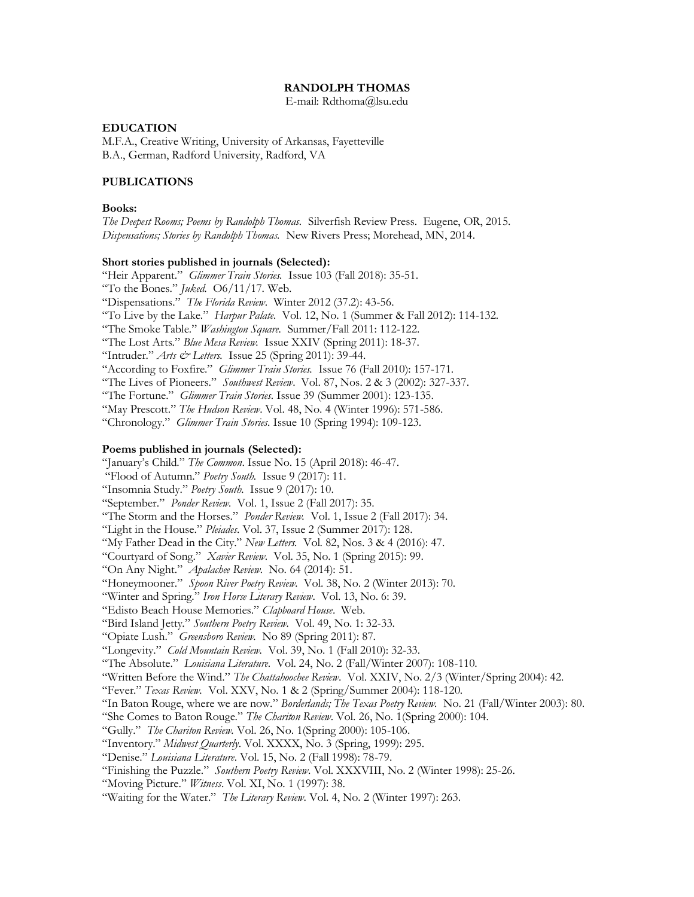# RANDOLPH THOMAS

E-mail: Rdthoma@lsu.edu

## EDUCATION

M.F.A., Creative Writing, University of Arkansas, Fayetteville
B.A., German, Radford University, Radford, VA

## PUBLICATIONS

### Books:

*The Deepest Rooms; Poems by Randolph Thomas*. Silverfish Review Press. Eugene, OR, 2015.
*Dispensations; Stories by Randolph Thomas*. New Rivers Press; Morehead, MN, 2014.

### Short stories published in journals (Selected):

"Heir Apparent." *Glimmer Train Stories.* Issue 103 (Fall 2018): 35-51.
"To the Bones." *Juked.* O6/11/17. Web.
"Dispensations." *The Florida Review*. Winter 2012 (37.2): 43-56.
"To Live by the Lake." *Harpur Palate*. Vol. 12, No. 1 (Summer & Fall 2012): 114-132.
"The Smoke Table." *Washington Square*. Summer/Fall 2011: 112-122.
"The Lost Arts." *Blue Mesa Review.* Issue XXIV (Spring 2011): 18-37.
"Intruder." *Arts & Letters.* Issue 25 (Spring 2011): 39-44.
"According to Foxfire." *Glimmer Train Stories.* Issue 76 (Fall 2010): 157-171.
"The Lives of Pioneers." *Southwest Review*. Vol. 87, Nos. 2 & 3 (2002): 327-337.
"The Fortune." *Glimmer Train Stories*. Issue 39 (Summer 2001): 123-135.
"May Prescott." *The Hudson Review*. Vol. 48, No. 4 (Winter 1996): 571-586.
"Chronology." *Glimmer Train Stories*. Issue 10 (Spring 1994): 109-123.

### Poems published in journals (Selected):

"January's Child." *The Common*. Issue No. 15 (April 2018): 46-47.
"Flood of Autumn." *Poetry South.* Issue 9 (2017): 11.
"Insomnia Study." *Poetry South.* Issue 9 (2017): 10.
"September." *Ponder Review*. Vol. 1, Issue 2 (Fall 2017): 35.
"The Storm and the Horses." *Ponder Review.* Vol. 1, Issue 2 (Fall 2017): 34.
"Light in the House." *Pleiades*. Vol. 37, Issue 2 (Summer 2017): 128.
"My Father Dead in the City." *New Letters.* Vol. 82, Nos. 3 & 4 (2016): 47.
"Courtyard of Song." *Xavier Review*. Vol. 35, No. 1 (Spring 2015): 99.
"On Any Night." *Apalachee Review*. No. 64 (2014): 51.
"Honeymooner." *Spoon River Poetry Review.* Vol. 38, No. 2 (Winter 2013): 70.
"Winter and Spring." *Iron Horse Literary Review*. Vol. 13, No. 6: 39.
"Edisto Beach House Memories." *Clapboard House*. Web.
"Bird Island Jetty." *Southern Poetry Review.* Vol. 49, No. 1: 32-33.
"Opiate Lush." *Greensboro Review.* No 89 (Spring 2011): 87.
"Longevity." *Cold Mountain Review.* Vol. 39, No. 1 (Fall 2010): 32-33.
"The Absolute." *Louisiana Literature*. Vol. 24, No. 2 (Fall/Winter 2007): 108-110.
"Written Before the Wind." *The Chattahoochee Review*. Vol. XXIV, No. 2/3 (Winter/Spring 2004): 42.
"Fever." *Texas Review.* Vol. XXV, No. 1 & 2 (Spring/Summer 2004): 118-120.
"In Baton Rouge, where we are now." *Borderlands; The Texas Poetry Review.* No. 21 (Fall/Winter 2003): 80.
"She Comes to Baton Rouge." *The Chariton Review*. Vol. 26, No. 1(Spring 2000): 104.
"Gully." *The Chariton Review.* Vol. 26, No. 1(Spring 2000): 105-106.
"Inventory." *Midwest Quarterly*. Vol. XXXX, No. 3 (Spring, 1999): 295.
"Denise." *Louisiana Literature*. Vol. 15, No. 2 (Fall 1998): 78-79.
"Finishing the Puzzle." *Southern Poetry Review*. Vol. XXXVIII, No. 2 (Winter 1998): 25-26.
"Moving Picture." *Witness*. Vol. XI, No. 1 (1997): 38.
"Waiting for the Water." *The Literary Review*. Vol. 4, No. 2 (Winter 1997): 263.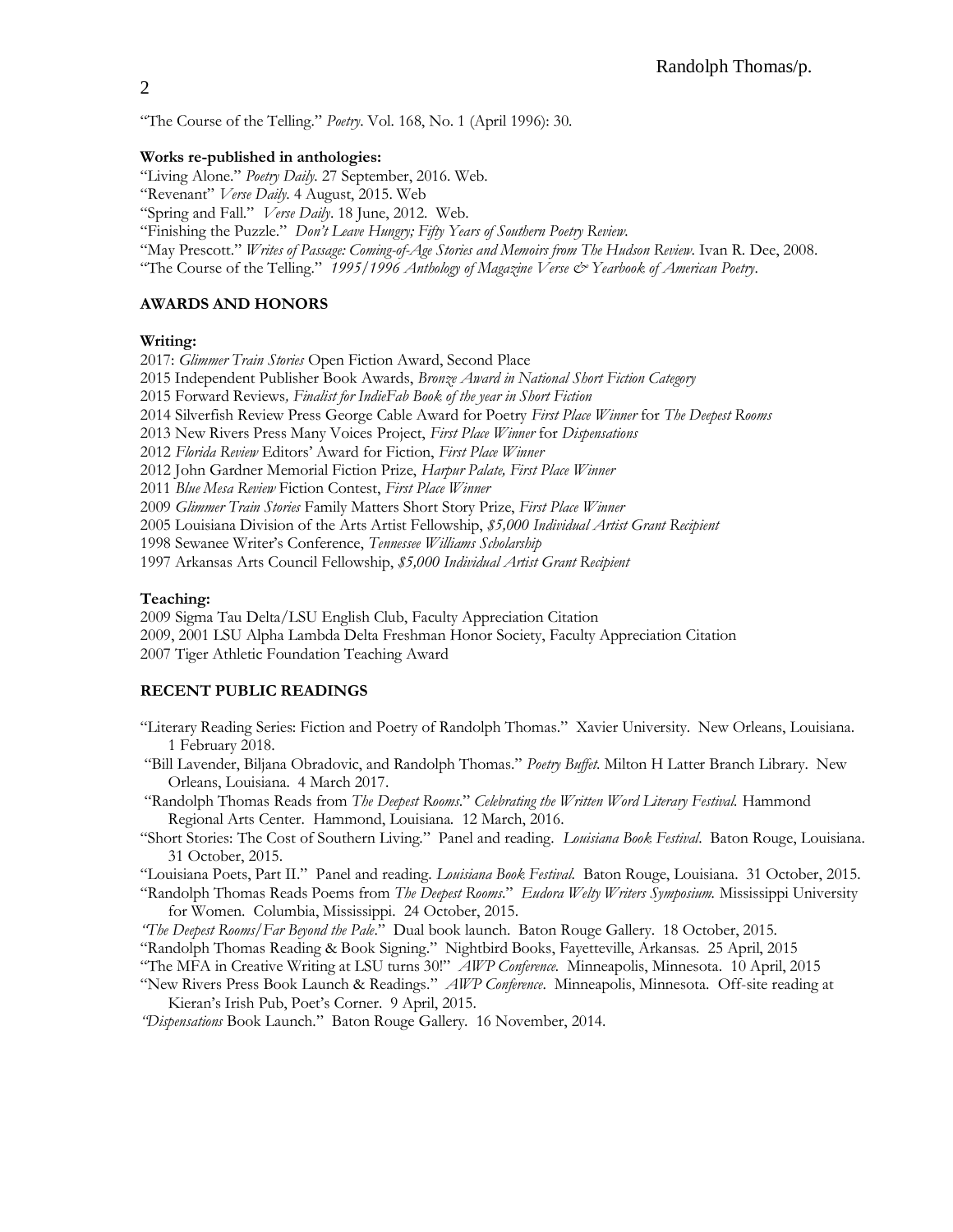"The Course of the Telling." *Poetry*. Vol. 168, No. 1 (April 1996): 30.

**Works re-published in anthologies:**

"Living Alone." *Poetry Daily*. 27 September, 2016. Web.
"Revenant" *Verse Daily*. 4 August, 2015. Web
"Spring and Fall." *Verse Daily*. 18 June, 2012. Web.
"Finishing the Puzzle." *Don't Leave Hungry; Fifty Years of Southern Poetry Review.*
"May Prescott." *Writes of Passage: Coming-of-Age Stories and Memoirs from The Hudson Review.* Ivan R. Dee, 2008.
"The Course of the Telling." *1995/1996 Anthology of Magazine Verse & Yearbook of American Poetry*.

## AWARDS AND HONORS

**Writing:**

2017: *Glimmer Train Stories* Open Fiction Award, Second Place
2015 Independent Publisher Book Awards, *Bronze Award in National Short Fiction Category*
2015 Forward Reviews*, Finalist for IndieFab Book of the year in Short Fiction*
2014 Silverfish Review Press George Cable Award for Poetry *First Place Winner* for *The Deepest Rooms*
2013 New Rivers Press Many Voices Project, *First Place Winner* for *Dispensations*
2012 *Florida Review* Editors' Award for Fiction, *First Place Winner*
2012 John Gardner Memorial Fiction Prize, *Harpur Palate, First Place Winner*
2011 *Blue Mesa Review* Fiction Contest, *First Place Winner*
2009 *Glimmer Train Stories* Family Matters Short Story Prize, *First Place Winner*
2005 Louisiana Division of the Arts Artist Fellowship, *$5,000 Individual Artist Grant Recipient*
1998 Sewanee Writer's Conference, *Tennessee Williams Scholarship*
1997 Arkansas Arts Council Fellowship, *$5,000 Individual Artist Grant Recipient*

**Teaching:**

2009 Sigma Tau Delta/LSU English Club, Faculty Appreciation Citation
2009, 2001 LSU Alpha Lambda Delta Freshman Honor Society, Faculty Appreciation Citation
2007 Tiger Athletic Foundation Teaching Award

## RECENT PUBLIC READINGS

"Literary Reading Series: Fiction and Poetry of Randolph Thomas." Xavier University. New Orleans, Louisiana. 1 February 2018.

"Bill Lavender, Biljana Obradovic, and Randolph Thomas." *Poetry Buffet*. Milton H Latter Branch Library. New Orleans, Louisiana. 4 March 2017.

"Randolph Thomas Reads from *The Deepest Rooms*." *Celebrating the Written Word Literary Festival.* Hammond Regional Arts Center. Hammond, Louisiana. 12 March, 2016.

"Short Stories: The Cost of Southern Living." Panel and reading. *Louisiana Book Festival*. Baton Rouge, Louisiana. 31 October, 2015.

"Louisiana Poets, Part II." Panel and reading. *Louisiana Book Festival.* Baton Rouge, Louisiana. 31 October, 2015.

"Randolph Thomas Reads Poems from *The Deepest Rooms*." *Eudora Welty Writers Symposium.* Mississippi University for Women. Columbia, Mississippi. 24 October, 2015.

*"The Deepest Rooms/Far Beyond the Pale*." Dual book launch. Baton Rouge Gallery. 18 October, 2015.

"Randolph Thomas Reading & Book Signing." Nightbird Books, Fayetteville, Arkansas. 25 April, 2015

"The MFA in Creative Writing at LSU turns 30!" *AWP Conference.* Minneapolis, Minnesota. 10 April, 2015

"New Rivers Press Book Launch & Readings." *AWP Conference*. Minneapolis, Minnesota. Off-site reading at Kieran's Irish Pub, Poet's Corner. 9 April, 2015.

*"Dispensations* Book Launch." Baton Rouge Gallery. 16 November, 2014.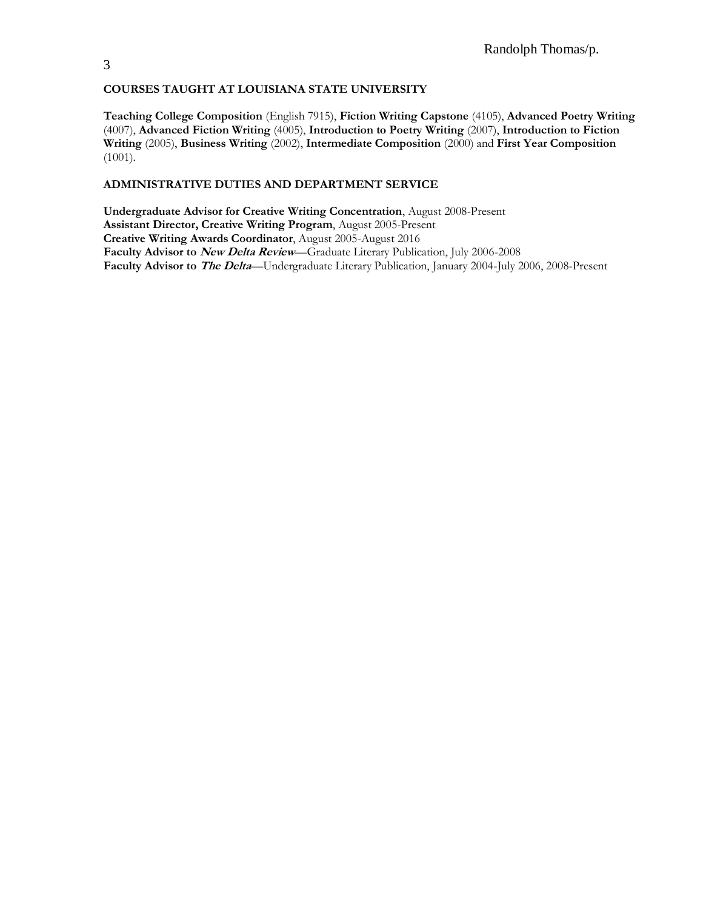### COURSES TAUGHT AT LOUISIANA STATE UNIVERSITY

**Teaching College Composition** (English 7915), **Fiction Writing Capstone** (4105), **Advanced Poetry Writing** (4007), **Advanced Fiction Writing** (4005), **Introduction to Poetry Writing** (2007), **Introduction to Fiction Writing** (2005), **Business Writing** (2002), **Intermediate Composition** (2000) and **First Year Composition** (1001).

### ADMINISTRATIVE DUTIES AND DEPARTMENT SERVICE

**Undergraduate Advisor for Creative Writing Concentration**, August 2008-Present
**Assistant Director, Creative Writing Program**, August 2005-Present
**Creative Writing Awards Coordinator**, August 2005-August 2016
**Faculty Advisor to *New Delta Review***—Graduate Literary Publication, July 2006-2008
**Faculty Advisor to *The Delta***—Undergraduate Literary Publication, January 2004-July 2006, 2008-Present